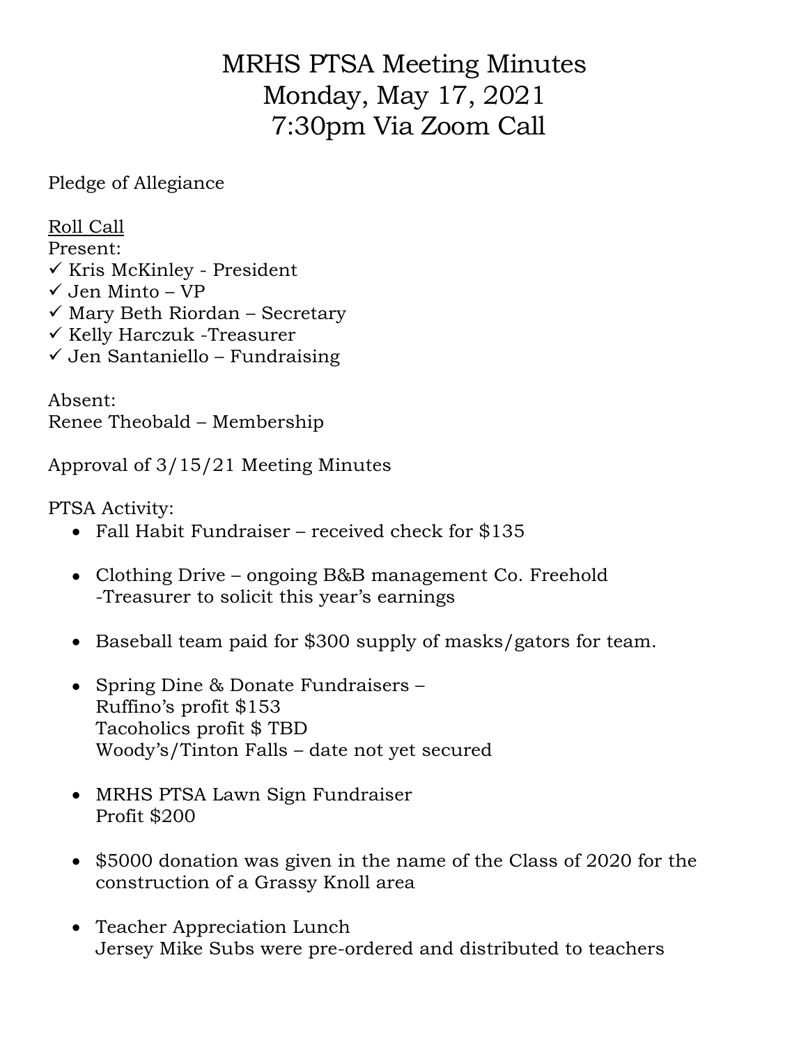# MRHS PTSA Meeting Minutes
# Monday, May 17, 2021
# 7:30pm Via Zoom Call

Pledge of Allegiance

<u>Roll Call</u>

Present:

- ✓ Kris McKinley - President
- ✓ Jen Minto – VP
- ✓ Mary Beth Riordan – Secretary
- ✓ Kelly Harczuk -Treasurer
- ✓ Jen Santaniello – Fundraising

Absent:

Renee Theobald – Membership

Approval of 3/15/21 Meeting Minutes

PTSA Activity:

- Fall Habit Fundraiser – received check for $135

- Clothing Drive – ongoing B&B management Co. Freehold
  -Treasurer to solicit this year's earnings

- Baseball team paid for $300 supply of masks/gators for team.

- Spring Dine & Donate Fundraisers –
  Ruffino's profit $153
  Tacoholics profit $ TBD
  Woody's/Tinton Falls – date not yet secured

- MRHS PTSA Lawn Sign Fundraiser
  Profit $200

- $5000 donation was given in the name of the Class of 2020 for the construction of a Grassy Knoll area

- Teacher Appreciation Lunch
  Jersey Mike Subs were pre-ordered and distributed to teachers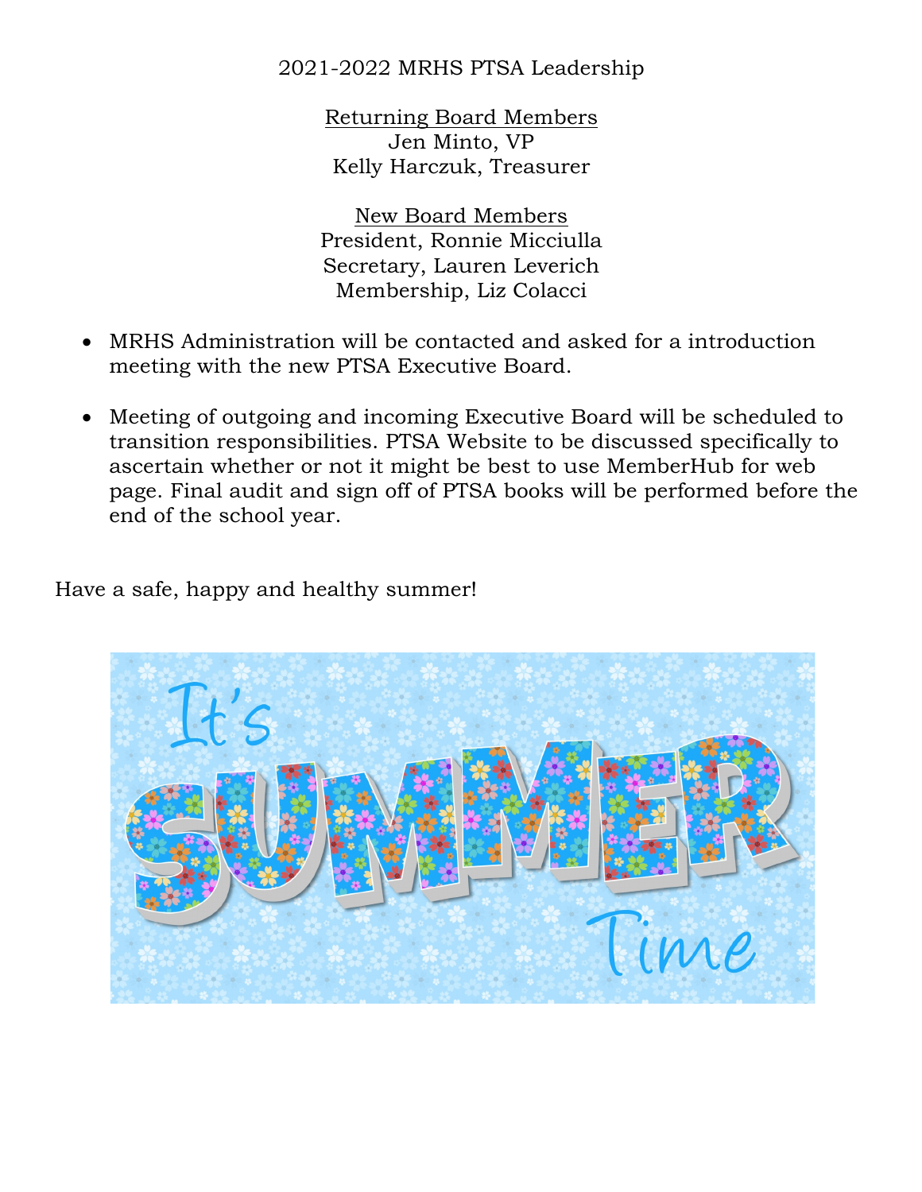2021-2022 MRHS PTSA Leadership

Returning Board Members
Jen Minto, VP
Kelly Harczuk, Treasurer

New Board Members
President, Ronnie Micciulla
Secretary, Lauren Leverich
Membership, Liz Colacci

- MRHS Administration will be contacted and asked for a introduction meeting with the new PTSA Executive Board.
- Meeting of outgoing and incoming Executive Board will be scheduled to transition responsibilities. PTSA Website to be discussed specifically to ascertain whether or not it might be best to use MemberHub for web page. Final audit and sign off of PTSA books will be performed before the end of the school year.

Have a safe, happy and healthy summer!